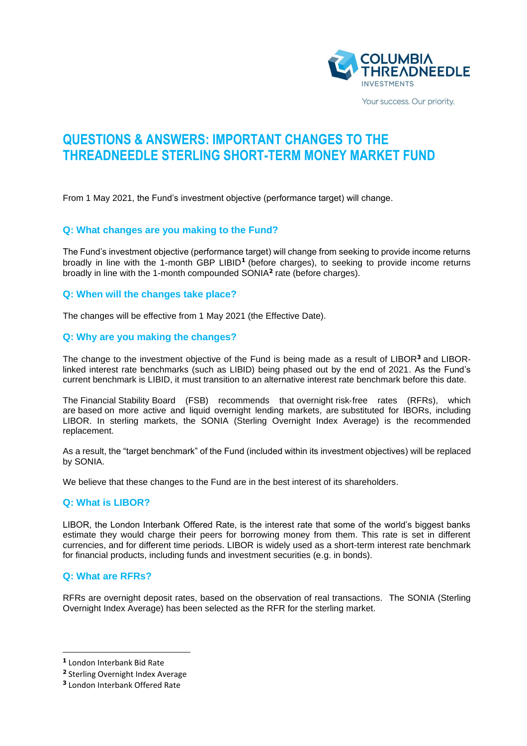# QUESTIONS & ANSWERS: IMPORTANT CHANGES TO THE THREADNEEDLE STERLING SHORT-TERM MONEY MARKET FUND

From 1 May 2021, the Fund's investment objective (performance target) will change.

### Q: What changes are you making to the Fund?

The Fund's investment objective (performance target) will change from seeking to provide income returns broadly in line with the 1-month GBP LIBID[1] (before charges), to seeking to provide income returns broadly in line with the 1-month compounded SONIA[2] rate (before charges).

### Q: When will the changes take place?

The changes will be effective from 1 May 2021 (the Effective Date).

### Q: Why are you making the changes?

The change to the investment objective of the Fund is being made as a result of LIBOR[3] and LIBOR-linked interest rate benchmarks (such as LIBID) being phased out by the end of 2021. As the Fund's current benchmark is LIBID, it must transition to an alternative interest rate benchmark before this date.

The Financial Stability Board (FSB) recommends that overnight risk-free rates (RFRs), which are based on more active and liquid overnight lending markets, are substituted for IBORs, including LIBOR. In sterling markets, the SONIA (Sterling Overnight Index Average) is the recommended replacement.

As a result, the "target benchmark" of the Fund (included within its investment objectives) will be replaced by SONIA.

We believe that these changes to the Fund are in the best interest of its shareholders.

### Q: What is LIBOR?

LIBOR, the London Interbank Offered Rate, is the interest rate that some of the world's biggest banks estimate they would charge their peers for borrowing money from them. This rate is set in different currencies, and for different time periods. LIBOR is widely used as a short-term interest rate benchmark for financial products, including funds and investment securities (e.g. in bonds).

### Q: What are RFRs?

RFRs are overnight deposit rates, based on the observation of real transactions. The SONIA (Sterling Overnight Index Average) has been selected as the RFR for the sterling market.

---

[1] London Interbank Bid Rate

[2] Sterling Overnight Index Average

[3] London Interbank Offered Rate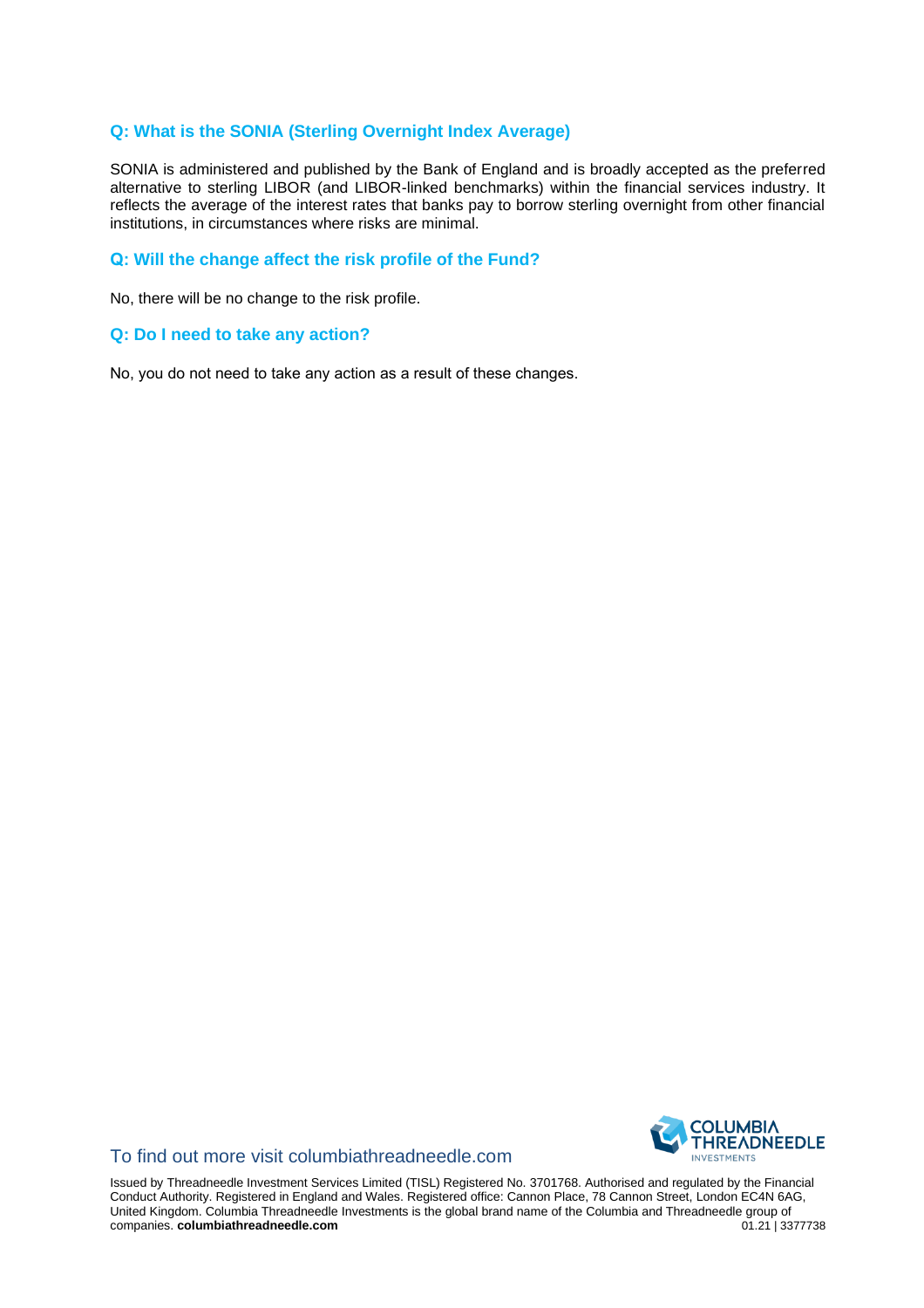### Q: What is the SONIA (Sterling Overnight Index Average)

SONIA is administered and published by the Bank of England and is broadly accepted as the preferred alternative to sterling LIBOR (and LIBOR-linked benchmarks) within the financial services industry. It reflects the average of the interest rates that banks pay to borrow sterling overnight from other financial institutions, in circumstances where risks are minimal.

### Q: Will the change affect the risk profile of the Fund?

No, there will be no change to the risk profile.

### Q: Do I need to take any action?

No, you do not need to take any action as a result of these changes.

To find out more visit columbiathreadneedle.com

COLUMBIA THREADNEEDLE INVESTMENTS

Issued by Threadneedle Investment Services Limited (TISL) Registered No. 3701768. Authorised and regulated by the Financial Conduct Authority. Registered in England and Wales. Registered office: Cannon Place, 78 Cannon Street, London EC4N 6AG, United Kingdom. Columbia Threadneedle Investments is the global brand name of the Columbia and Threadneedle group of companies. **columbiathreadneedle.com** 01.21 | 3377738